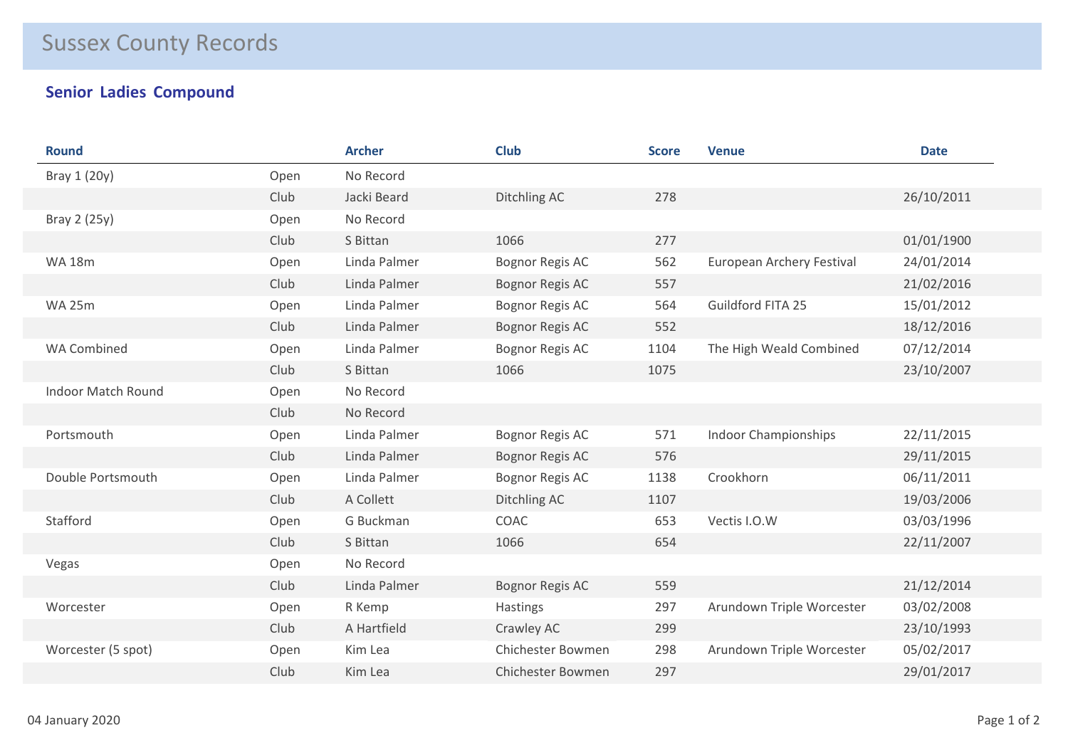# Sussex County Records

## Senior Ladies Compound

| Round | | Archer | Club | Score | Venue | Date |
|---|---|---|---|---|---|---|
| Bray 1 (20y) | Open | No Record | | | | |
| | Club | Jacki Beard | Ditchling AC | 278 | | 26/10/2011 |
| Bray 2 (25y) | Open | No Record | | | | |
| | Club | S Bittan | 1066 | 277 | | 01/01/1900 |
| WA 18m | Open | Linda Palmer | Bognor Regis AC | 562 | European Archery Festival | 24/01/2014 |
| | Club | Linda Palmer | Bognor Regis AC | 557 | | 21/02/2016 |
| WA 25m | Open | Linda Palmer | Bognor Regis AC | 564 | Guildford FITA 25 | 15/01/2012 |
| | Club | Linda Palmer | Bognor Regis AC | 552 | | 18/12/2016 |
| WA Combined | Open | Linda Palmer | Bognor Regis AC | 1104 | The High Weald Combined | 07/12/2014 |
| | Club | S Bittan | 1066 | 1075 | | 23/10/2007 |
| Indoor Match Round | Open | No Record | | | | |
| | Club | No Record | | | | |
| Portsmouth | Open | Linda Palmer | Bognor Regis AC | 571 | Indoor Championships | 22/11/2015 |
| | Club | Linda Palmer | Bognor Regis AC | 576 | | 29/11/2015 |
| Double Portsmouth | Open | Linda Palmer | Bognor Regis AC | 1138 | Crookhorn | 06/11/2011 |
| | Club | A Collett | Ditchling AC | 1107 | | 19/03/2006 |
| Stafford | Open | G Buckman | COAC | 653 | Vectis I.O.W | 03/03/1996 |
| | Club | S Bittan | 1066 | 654 | | 22/11/2007 |
| Vegas | Open | No Record | | | | |
| | Club | Linda Palmer | Bognor Regis AC | 559 | | 21/12/2014 |
| Worcester | Open | R Kemp | Hastings | 297 | Arundown Triple Worcester | 03/02/2008 |
| | Club | A Hartfield | Crawley AC | 299 | | 23/10/1993 |
| Worcester (5 spot) | Open | Kim Lea | Chichester Bowmen | 298 | Arundown Triple Worcester | 05/02/2017 |
| | Club | Kim Lea | Chichester Bowmen | 297 | | 29/01/2017 |

04 January 2020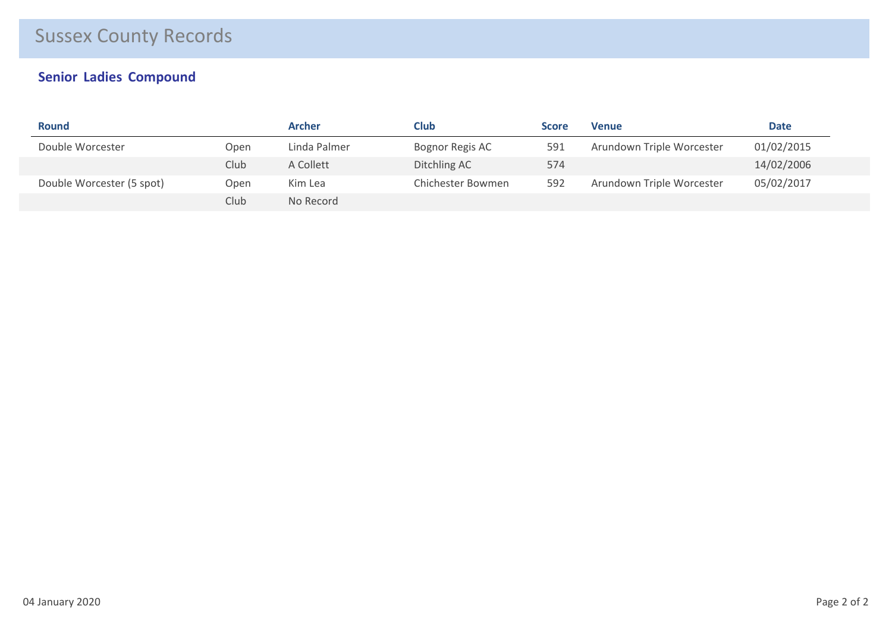# Sussex County Records

## Senior Ladies Compound

| Round | | Archer | Club | Score | Venue | Date |
|---|---|---|---|---|---|---|
| Double Worcester | Open | Linda Palmer | Bognor Regis AC | 591 | Arundown Triple Worcester | 01/02/2015 |
| | Club | A Collett | Ditchling AC | 574 | | 14/02/2006 |
| Double Worcester (5 spot) | Open | Kim Lea | Chichester Bowmen | 592 | Arundown Triple Worcester | 05/02/2017 |
| | Club | No Record | | | | |

04 January 2020